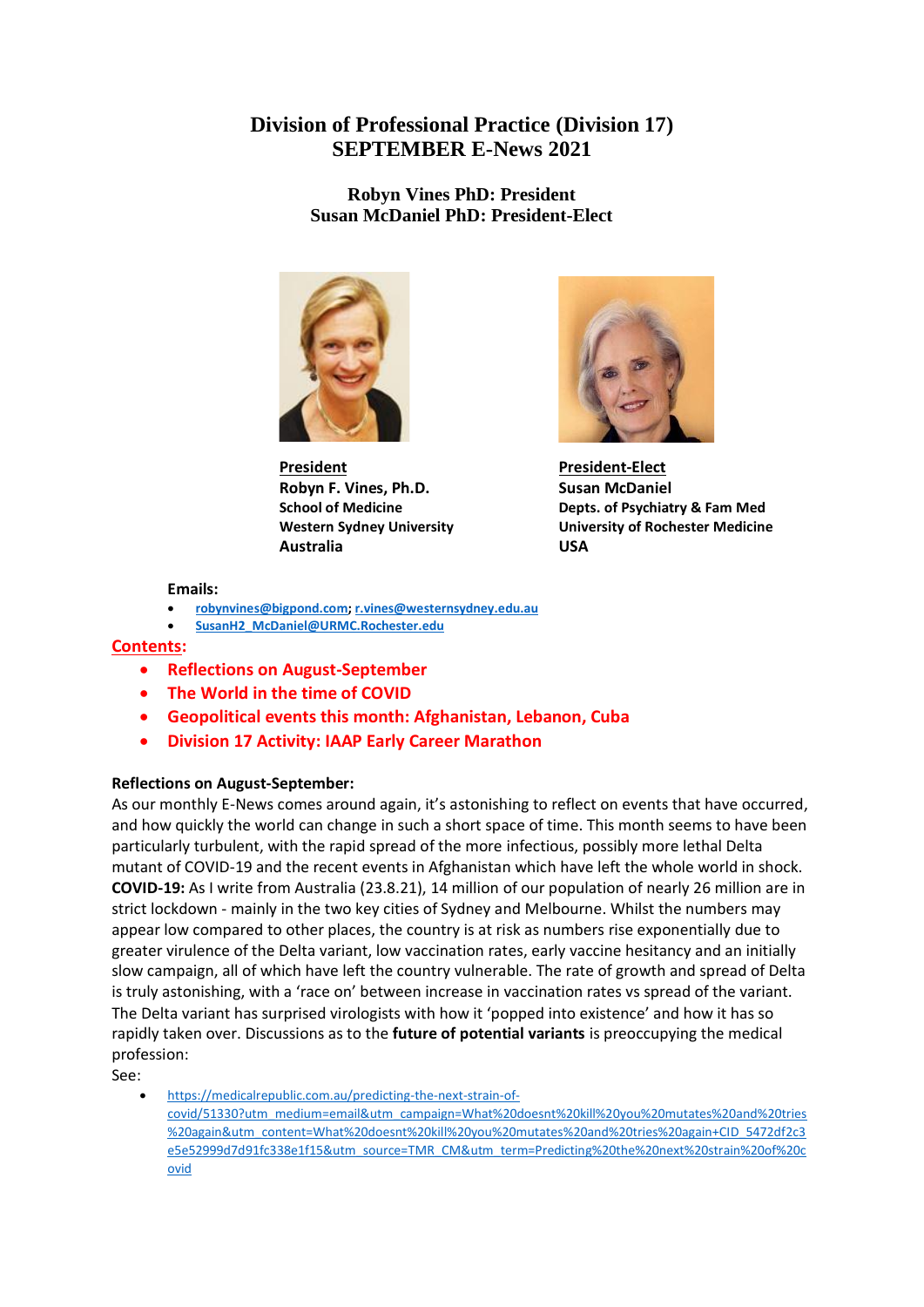# Division of Professional Practice (Division 17)
# SEPTEMBER E-News 2021

### Robyn Vines PhD: President
### Susan McDaniel PhD: President-Elect

**President**
**Robyn F. Vines, Ph.D.**
**School of Medicine**
**Western Sydney University**
**Australia**

**President-Elect**
**Susan McDaniel**
**Depts. of Psychiatry & Fam Med**
**University of Rochester Medicine**
**USA**

**Emails:**

- robynvines@bigpond.com; r.vines@westernsydney.edu.au
- SusanH2_McDaniel@URMC.Rochester.edu

**Contents:**

- **Reflections on August-September**
- **The World in the time of COVID**
- **Geopolitical events this month: Afghanistan, Lebanon, Cuba**
- **Division 17 Activity: IAAP Early Career Marathon**

**Reflections on August-September:**

As our monthly E-News comes around again, it's astonishing to reflect on events that have occurred, and how quickly the world can change in such a short space of time. This month seems to have been particularly turbulent, with the rapid spread of the more infectious, possibly more lethal Delta mutant of COVID-19 and the recent events in Afghanistan which have left the whole world in shock. **COVID-19:** As I write from Australia (23.8.21), 14 million of our population of nearly 26 million are in strict lockdown - mainly in the two key cities of Sydney and Melbourne. Whilst the numbers may appear low compared to other places, the country is at risk as numbers rise exponentially due to greater virulence of the Delta variant, low vaccination rates, early vaccine hesitancy and an initially slow campaign, all of which have left the country vulnerable. The rate of growth and spread of Delta is truly astonishing, with a 'race on' between increase in vaccination rates vs spread of the variant. The Delta variant has surprised virologists with how it 'popped into existence' and how it has so rapidly taken over. Discussions as to the **future of potential variants** is preoccupying the medical profession:

See:

- https://medicalrepublic.com.au/predicting-the-next-strain-of-covid/51330?utm_medium=email&utm_campaign=What%20doesnt%20kill%20you%20mutates%20and%20tries%20again&utm_content=What%20doesnt%20kill%20you%20mutates%20and%20tries%20again+CID_5472df2c3e5e52999d7d91fc338e1f15&utm_source=TMR_CM&utm_term=Predicting%20the%20next%20strain%20of%20covid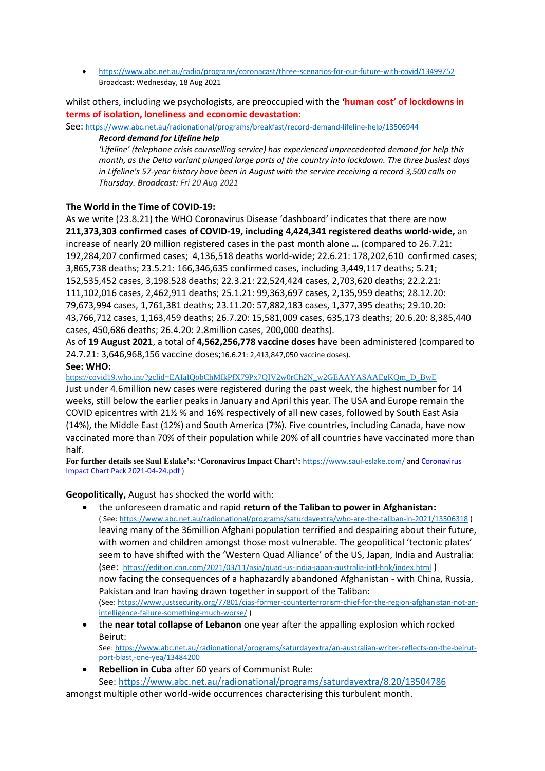- https://www.abc.net.au/radio/programs/coronacast/three-scenarios-for-our-future-with-covid/13499752
  Broadcast: Wednesday, 18 Aug 2021

whilst others, including we psychologists, are preoccupied with the **'human cost' of lockdowns in terms of isolation, loneliness and economic devastation:**

See: https://www.abc.net.au/radionational/programs/breakfast/record-demand-lifeline-help/13506944

> ***Record demand for Lifeline help***
> *'Lifeline' (telephone crisis counselling service) has experienced unprecedented demand for help this month, as the Delta variant plunged large parts of the country into lockdown. The three busiest days in Lifeline's 57-year history have been in August with the service receiving a record 3,500 calls on Thursday.* ***Broadcast:*** *Fri 20 Aug 2021*

**The World in the Time of COVID-19:**

As we write (23.8.21) the WHO Coronavirus Disease 'dashboard' indicates that there are now **211,373,303 confirmed cases of COVID-19, including 4,424,341 registered deaths world-wide,** an increase of nearly 20 million registered cases in the past month alone **…** (compared to 26.7.21: 192,284,207 confirmed cases; 4,136,518 deaths world-wide; 22.6.21: 178,202,610 confirmed cases; 3,865,738 deaths; 23.5.21: 166,346,635 confirmed cases, including 3,449,117 deaths; 5.21; 152,535,452 cases, 3,198.528 deaths; 22.3.21: 22,524,424 cases, 2,703,620 deaths; 22.2.21: 111,102,016 cases, 2,462,911 deaths; 25.1.21: 99,363,697 cases, 2,135,959 deaths; 28.12.20: 79,673,994 cases, 1,761,381 deaths; 23.11.20: 57,882,183 cases, 1,377,395 deaths; 29.10.20: 43,766,712 cases, 1,163,459 deaths; 26.7.20: 15,581,009 cases, 635,173 deaths; 20.6.20: 8,385,440 cases, 450,686 deaths; 26.4.20: 2.8million cases, 200,000 deaths).

As of **19 August 2021**, a total of **4,562,256,778 vaccine doses** have been administered (compared to 24.7.21: 3,646,968,156 vaccine doses;16.6.21: 2,413,847,050 vaccine doses).

**See: WHO:**

https://covid19.who.int/?gclid=EAIaIQobChMIkPfX79Px7QIV2w0rCh2N_w2GEAAYASAAEgKQm_D_BwE

Just under 4.6million new cases were registered during the past week, the highest number for 14 weeks, still below the earlier peaks in January and April this year. The USA and Europe remain the COVID epicentres with 21½ % and 16% respectively of all new cases, followed by South East Asia (14%), the Middle East (12%) and South America (7%). Five countries, including Canada, have now vaccinated more than 70% of their population while 20% of all countries have vaccinated more than half.

**For further details see Saul Eslake's: 'Coronavirus Impact Chart':** https://www.saul-eslake.com/ and Coronavirus Impact Chart Pack 2021-04-24.pdf )

**Geopolitically,** August has shocked the world with:

- the unforeseen dramatic and rapid **return of the Taliban to power in Afghanistan:**
  ( See: https://www.abc.net.au/radionational/programs/saturdayextra/who-are-the-taliban-in-2021/13506318 )
  leaving many of the 36million Afghani population terrified and despairing about their future, with women and children amongst those most vulnerable. The geopolitical 'tectonic plates' seem to have shifted with the 'Western Quad Alliance' of the US, Japan, India and Australia: (see: https://edition.cnn.com/2021/03/11/asia/quad-us-india-japan-australia-intl-hnk/index.html )
  now facing the consequences of a haphazardly abandoned Afghanistan - with China, Russia, Pakistan and Iran having drawn together in support of the Taliban:
  (See: https://www.justsecurity.org/77801/cias-former-counterterrorism-chief-for-the-region-afghanistan-not-an-intelligence-failure-something-much-worse/ )
- the **near total collapse of Lebanon** one year after the appalling explosion which rocked Beirut:
  See: https://www.abc.net.au/radionational/programs/saturdayextra/an-australian-writer-reflects-on-the-beirut-port-blast,-one-yea/13484200
- **Rebellion in Cuba** after 60 years of Communist Rule:
  See: https://www.abc.net.au/radionational/programs/saturdayextra/8.20/13504786

amongst multiple other world-wide occurrences characterising this turbulent month.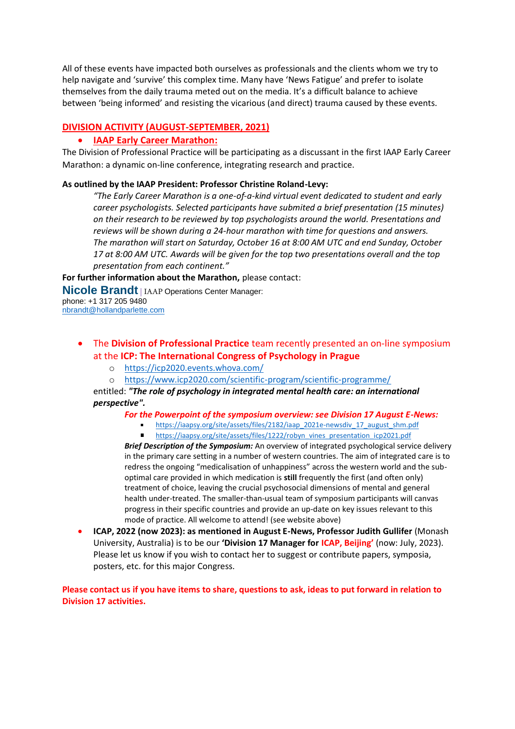All of these events have impacted both ourselves as professionals and the clients whom we try to help navigate and 'survive' this complex time. Many have 'News Fatigue' and prefer to isolate themselves from the daily trauma meted out on the media. It's a difficult balance to achieve between 'being informed' and resisting the vicarious (and direct) trauma caused by these events.

## DIVISION ACTIVITY (AUGUST-SEPTEMBER, 2021)

- **IAAP Early Career Marathon:**

The Division of Professional Practice will be participating as a discussant in the first IAAP Early Career Marathon: a dynamic on-line conference, integrating research and practice.

**As outlined by the IAAP President: Professor Christine Roland-Levy:**

> *"The Early Career Marathon is a one-of-a-kind virtual event dedicated to student and early career psychologists. Selected participants have submited a brief presentation (15 minutes) on their research to be reviewed by top psychologists around the world. Presentations and reviews will be shown during a 24-hour marathon with time for questions and answers. The marathon will start on Saturday, October 16 at 8:00 AM UTC and end Sunday, October 17 at 8:00 AM UTC. Awards will be given for the top two presentations overall and the top presentation from each continent."*

**For further information about the Marathon,** please contact:

**Nicole Brandt** | IAAP Operations Center Manager:
phone: +1 317 205 9480
nbrandt@hollandparlette.com

- The **Division of Professional Practice** team recently presented an on-line symposium at the **ICP: The International Congress of Psychology in Prague**
  - https://icp2020.events.whova.com/
  - https://www.icp2020.com/scientific-program/scientific-programme/

  entitled: ***"The role of psychology in integrated mental health care: an international perspective".***

  ***For the Powerpoint of the symposium overview: see Division 17 August E-News:***
  - https://iaapsy.org/site/assets/files/2182/iaap_2021e-newsdiv_17_august_shm.pdf
  - https://iaapsy.org/site/assets/files/1222/robyn_vines_presentation_icp2021.pdf

  ***Brief Description of the Symposium:*** An overview of integrated psychological service delivery in the primary care setting in a number of western countries. The aim of integrated care is to redress the ongoing "medicalisation of unhappiness" across the western world and the sub-optimal care provided in which medication is **still** frequently the first (and often only) treatment of choice, leaving the crucial psychosocial dimensions of mental and general health under-treated. The smaller-than-usual team of symposium participants will canvas progress in their specific countries and provide an up-date on key issues relevant to this mode of practice. All welcome to attend! (see website above)

- **ICAP, 2022 (now 2023): as mentioned in August E-News, Professor Judith Gullifer** (Monash University, Australia) is to be our **'Division 17 Manager for ICAP, Beijing'** (now: July, 2023). Please let us know if you wish to contact her to suggest or contribute papers, symposia, posters, etc. for this major Congress.

**Please contact us if you have items to share, questions to ask, ideas to put forward in relation to Division 17 activities.**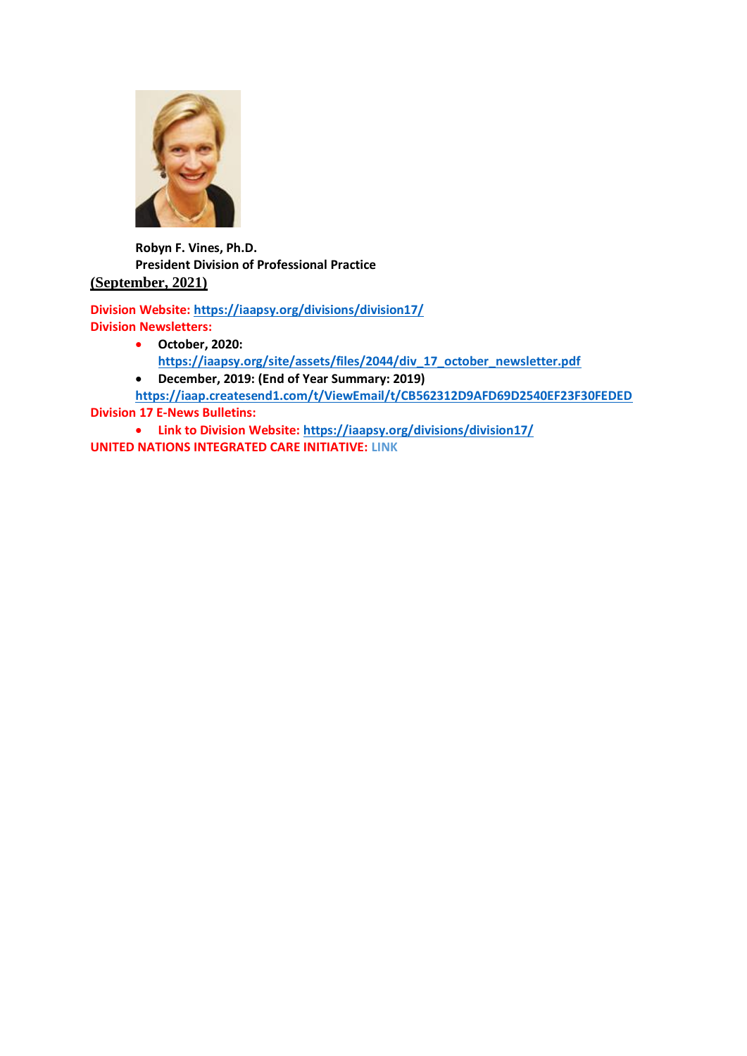**Robyn F. Vines, Ph.D.**
**President Division of Professional Practice**

**(September, 2021)**

**Division Website:** https://iaapsy.org/divisions/division17/

**Division Newsletters:**

- **October, 2020:** https://iaapsy.org/site/assets/files/2044/div_17_october_newsletter.pdf
- **December, 2019: (End of Year Summary: 2019)**

https://iaap.createsend1.com/t/ViewEmail/t/CB562312D9AFD69D2540EF23F30FEDED

**Division 17 E-News Bulletins:**

- **Link to Division Website:** https://iaapsy.org/divisions/division17/

**UNITED NATIONS INTEGRATED CARE INITIATIVE:** LINK